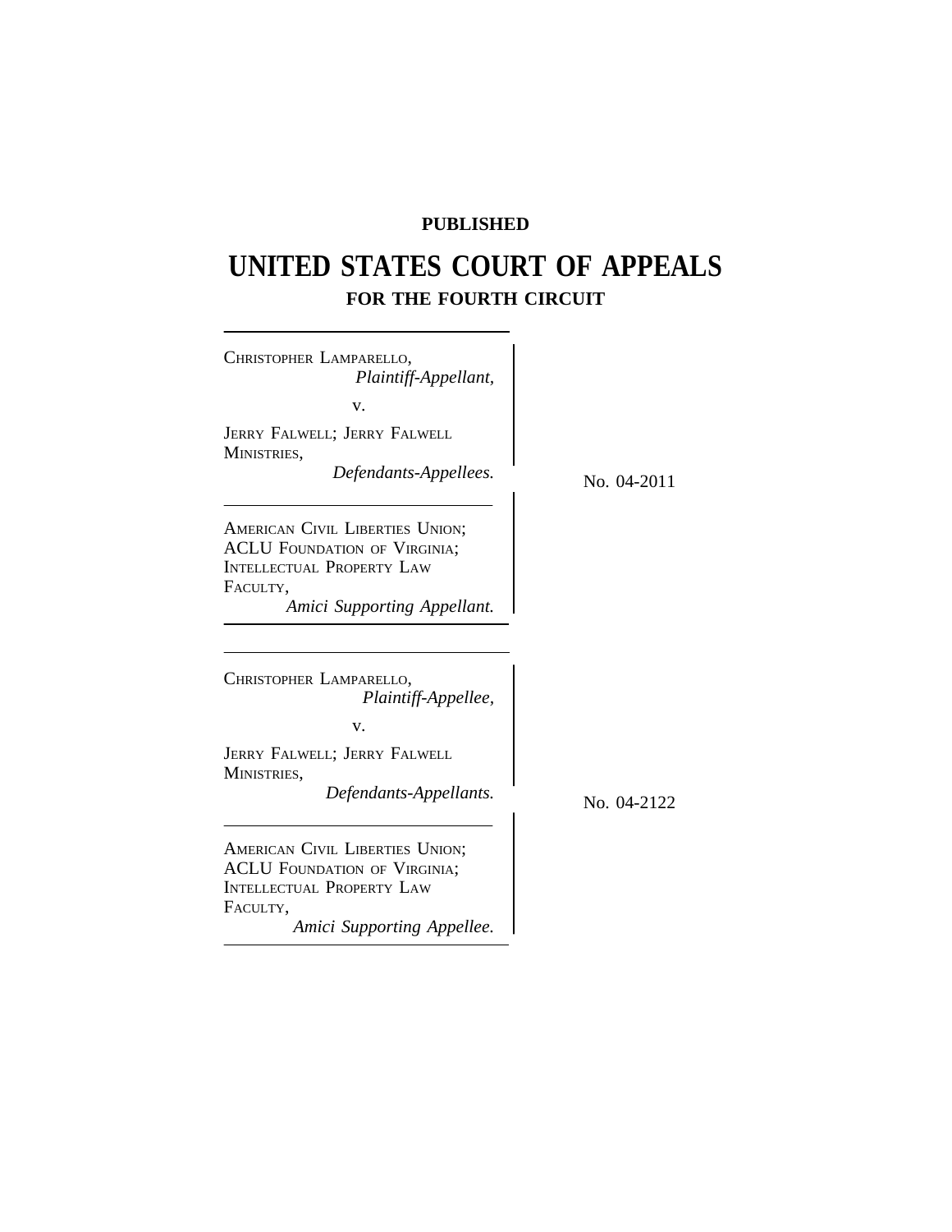**PUBLISHED**

# UNITED STATES COURT OF APPEALS

## FOR THE FOURTH CIRCUIT

CHRISTOPHER LAMPARELLO,
*Plaintiff-Appellant,*

v.

JERRY FALWELL; JERRY FALWELL MINISTRIES,
*Defendants-Appellees.*

No. 04-2011

AMERICAN CIVIL LIBERTIES UNION; ACLU FOUNDATION OF VIRGINIA; INTELLECTUAL PROPERTY LAW FACULTY,
*Amici Supporting Appellant.*

---

CHRISTOPHER LAMPARELLO,
*Plaintiff-Appellee,*

v.

JERRY FALWELL; JERRY FALWELL MINISTRIES,
*Defendants-Appellants.*

No. 04-2122

AMERICAN CIVIL LIBERTIES UNION; ACLU FOUNDATION OF VIRGINIA; INTELLECTUAL PROPERTY LAW FACULTY,
*Amici Supporting Appellee.*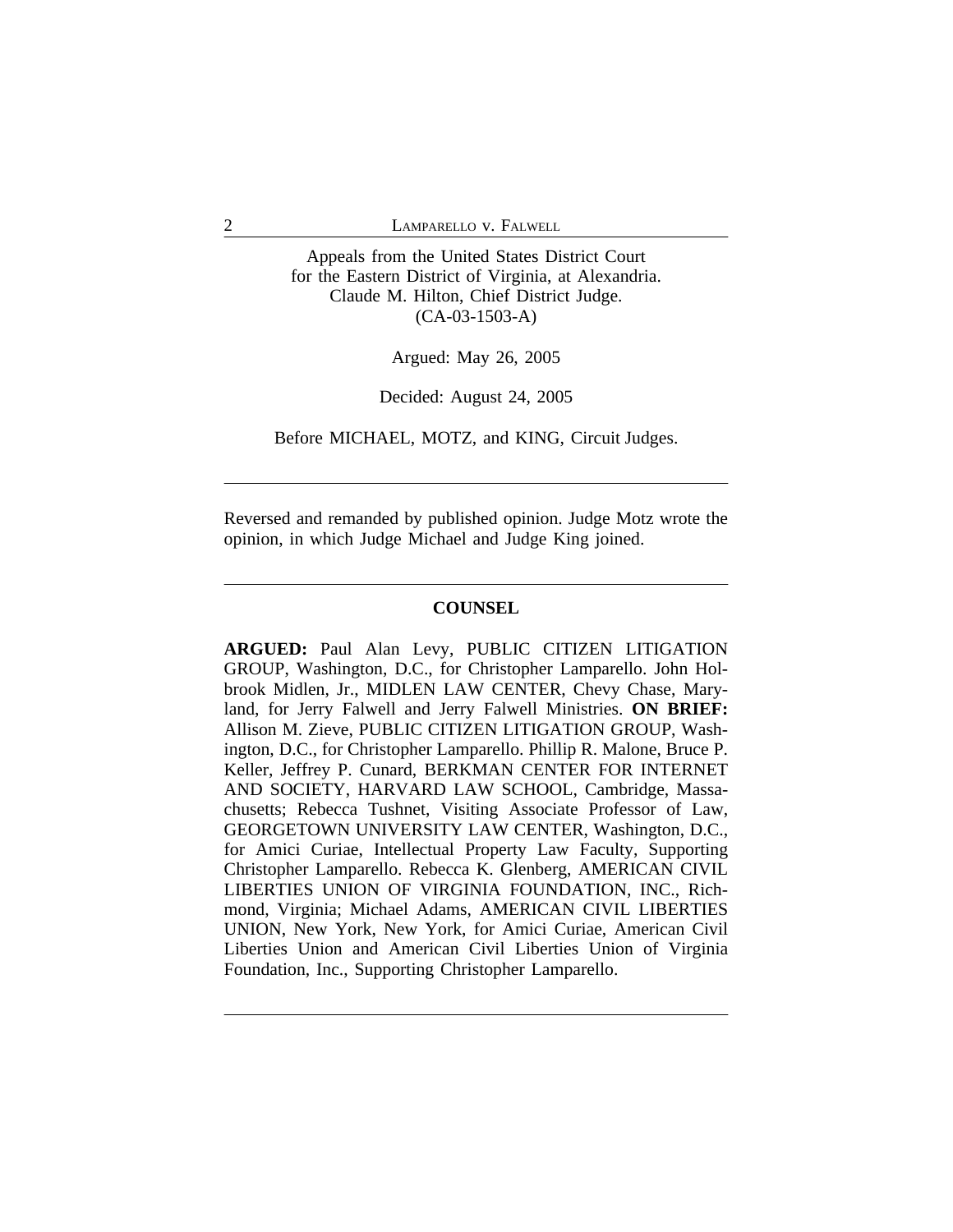Appeals from the United States District Court
for the Eastern District of Virginia, at Alexandria.
Claude M. Hilton, Chief District Judge.
(CA-03-1503-A)

Argued: May 26, 2005

Decided: August 24, 2005

Before MICHAEL, MOTZ, and KING, Circuit Judges.

---

Reversed and remanded by published opinion. Judge Motz wrote the opinion, in which Judge Michael and Judge King joined.

---

## COUNSEL

**ARGUED:** Paul Alan Levy, PUBLIC CITIZEN LITIGATION GROUP, Washington, D.C., for Christopher Lamparello. John Holbrook Midlen, Jr., MIDLEN LAW CENTER, Chevy Chase, Maryland, for Jerry Falwell and Jerry Falwell Ministries. **ON BRIEF:** Allison M. Zieve, PUBLIC CITIZEN LITIGATION GROUP, Washington, D.C., for Christopher Lamparello. Phillip R. Malone, Bruce P. Keller, Jeffrey P. Cunard, BERKMAN CENTER FOR INTERNET AND SOCIETY, HARVARD LAW SCHOOL, Cambridge, Massachusetts; Rebecca Tushnet, Visiting Associate Professor of Law, GEORGETOWN UNIVERSITY LAW CENTER, Washington, D.C., for Amici Curiae, Intellectual Property Law Faculty, Supporting Christopher Lamparello. Rebecca K. Glenberg, AMERICAN CIVIL LIBERTIES UNION OF VIRGINIA FOUNDATION, INC., Richmond, Virginia; Michael Adams, AMERICAN CIVIL LIBERTIES UNION, New York, New York, for Amici Curiae, American Civil Liberties Union and American Civil Liberties Union of Virginia Foundation, Inc., Supporting Christopher Lamparello.

---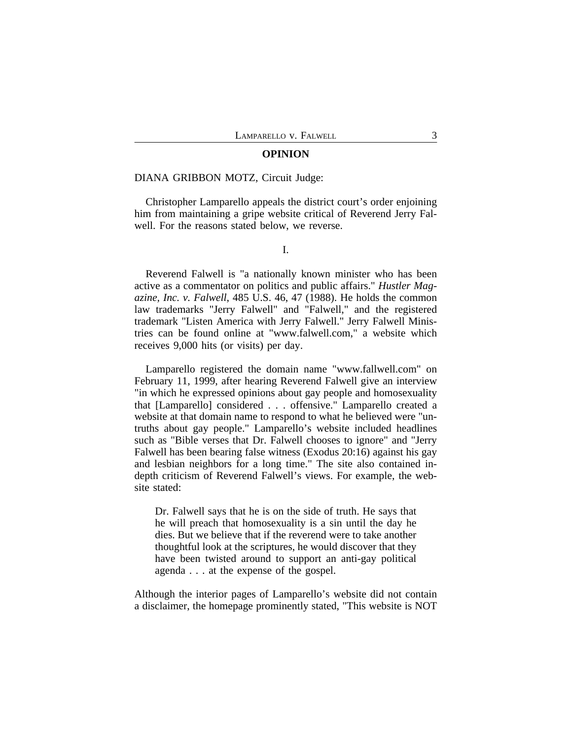## OPINION

DIANA GRIBBON MOTZ, Circuit Judge:

Christopher Lamparello appeals the district court's order enjoining him from maintaining a gripe website critical of Reverend Jerry Falwell. For the reasons stated below, we reverse.

I.

Reverend Falwell is "a nationally known minister who has been active as a commentator on politics and public affairs." *Hustler Magazine, Inc. v. Falwell*, 485 U.S. 46, 47 (1988). He holds the common law trademarks "Jerry Falwell" and "Falwell," and the registered trademark "Listen America with Jerry Falwell." Jerry Falwell Ministries can be found online at "www.falwell.com," a website which receives 9,000 hits (or visits) per day.

Lamparello registered the domain name "www.fallwell.com" on February 11, 1999, after hearing Reverend Falwell give an interview "in which he expressed opinions about gay people and homosexuality that [Lamparello] considered . . . offensive." Lamparello created a website at that domain name to respond to what he believed were "untruths about gay people." Lamparello's website included headlines such as "Bible verses that Dr. Falwell chooses to ignore" and "Jerry Falwell has been bearing false witness (Exodus 20:16) against his gay and lesbian neighbors for a long time." The site also contained in-depth criticism of Reverend Falwell's views. For example, the website stated:

> Dr. Falwell says that he is on the side of truth. He says that he will preach that homosexuality is a sin until the day he dies. But we believe that if the reverend were to take another thoughtful look at the scriptures, he would discover that they have been twisted around to support an anti-gay political agenda . . . at the expense of the gospel.

Although the interior pages of Lamparello's website did not contain a disclaimer, the homepage prominently stated, "This website is NOT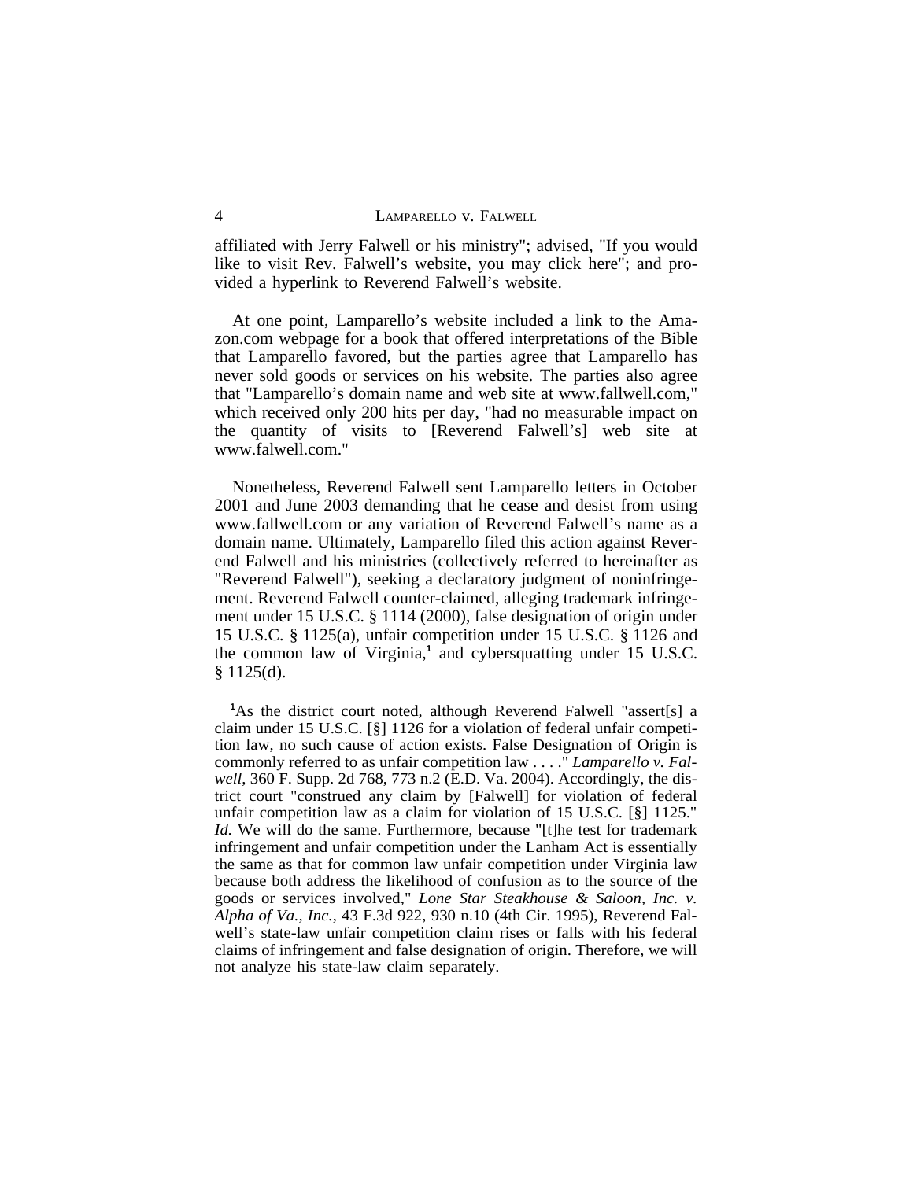affiliated with Jerry Falwell or his ministry"; advised, "If you would like to visit Rev. Falwell's website, you may click here"; and provided a hyperlink to Reverend Falwell's website.

At one point, Lamparello's website included a link to the Amazon.com webpage for a book that offered interpretations of the Bible that Lamparello favored, but the parties agree that Lamparello has never sold goods or services on his website. The parties also agree that "Lamparello's domain name and web site at www.fallwell.com," which received only 200 hits per day, "had no measurable impact on the quantity of visits to [Reverend Falwell's] web site at www.falwell.com."

Nonetheless, Reverend Falwell sent Lamparello letters in October 2001 and June 2003 demanding that he cease and desist from using www.fallwell.com or any variation of Reverend Falwell's name as a domain name. Ultimately, Lamparello filed this action against Reverend Falwell and his ministries (collectively referred to hereinafter as "Reverend Falwell"), seeking a declaratory judgment of noninfringement. Reverend Falwell counter-claimed, alleging trademark infringement under 15 U.S.C. § 1114 (2000), false designation of origin under 15 U.S.C. § 1125(a), unfair competition under 15 U.S.C. § 1126 and the common law of Virginia,[1] and cybersquatting under 15 U.S.C. § 1125(d).

---

[1]As the district court noted, although Reverend Falwell "assert[s] a claim under 15 U.S.C. [§] 1126 for a violation of federal unfair competition law, no such cause of action exists. False Designation of Origin is commonly referred to as unfair competition law . . . ." *Lamparello v. Falwell*, 360 F. Supp. 2d 768, 773 n.2 (E.D. Va. 2004). Accordingly, the district court "construed any claim by [Falwell] for violation of federal unfair competition law as a claim for violation of 15 U.S.C. [§] 1125." *Id.* We will do the same. Furthermore, because "[t]he test for trademark infringement and unfair competition under the Lanham Act is essentially the same as that for common law unfair competition under Virginia law because both address the likelihood of confusion as to the source of the goods or services involved," *Lone Star Steakhouse & Saloon, Inc. v. Alpha of Va., Inc.*, 43 F.3d 922, 930 n.10 (4th Cir. 1995), Reverend Falwell's state-law unfair competition claim rises or falls with his federal claims of infringement and false designation of origin. Therefore, we will not analyze his state-law claim separately.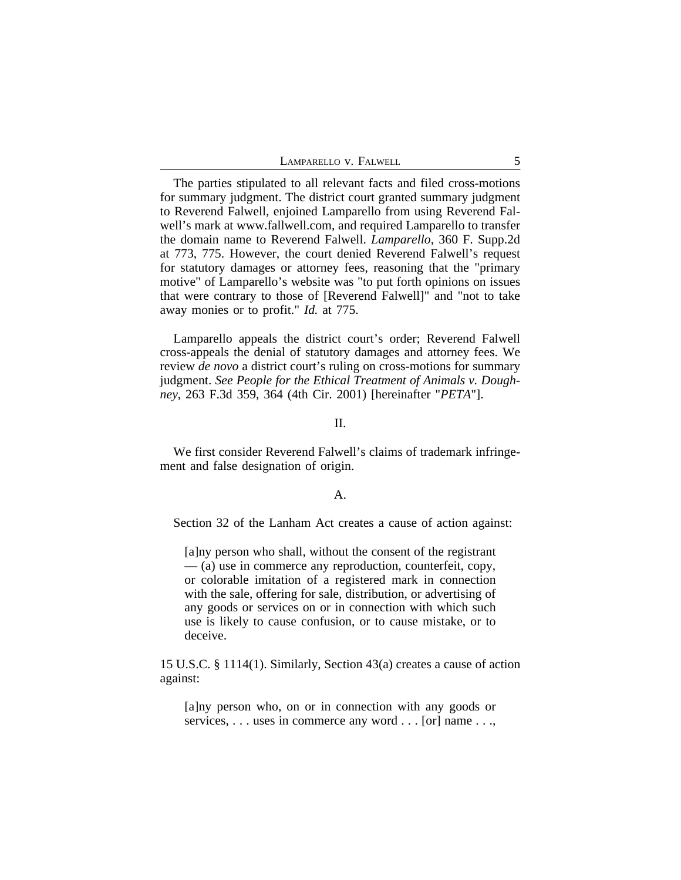The parties stipulated to all relevant facts and filed cross-motions for summary judgment. The district court granted summary judgment to Reverend Falwell, enjoined Lamparello from using Reverend Falwell's mark at www.fallwell.com, and required Lamparello to transfer the domain name to Reverend Falwell. *Lamparello*, 360 F. Supp.2d at 773, 775. However, the court denied Reverend Falwell's request for statutory damages or attorney fees, reasoning that the "primary motive" of Lamparello's website was "to put forth opinions on issues that were contrary to those of [Reverend Falwell]" and "not to take away monies or to profit." *Id.* at 775.

Lamparello appeals the district court's order; Reverend Falwell cross-appeals the denial of statutory damages and attorney fees. We review *de novo* a district court's ruling on cross-motions for summary judgment. *See People for the Ethical Treatment of Animals v. Doughney*, 263 F.3d 359, 364 (4th Cir. 2001) [hereinafter "*PETA*"].

## II.

We first consider Reverend Falwell's claims of trademark infringement and false designation of origin.

### A.

Section 32 of the Lanham Act creates a cause of action against:

> [a]ny person who shall, without the consent of the registrant — (a) use in commerce any reproduction, counterfeit, copy, or colorable imitation of a registered mark in connection with the sale, offering for sale, distribution, or advertising of any goods or services on or in connection with which such use is likely to cause confusion, or to cause mistake, or to deceive.

15 U.S.C. § 1114(1). Similarly, Section 43(a) creates a cause of action against:

> [a]ny person who, on or in connection with any goods or services, . . . uses in commerce any word . . . [or] name . . .,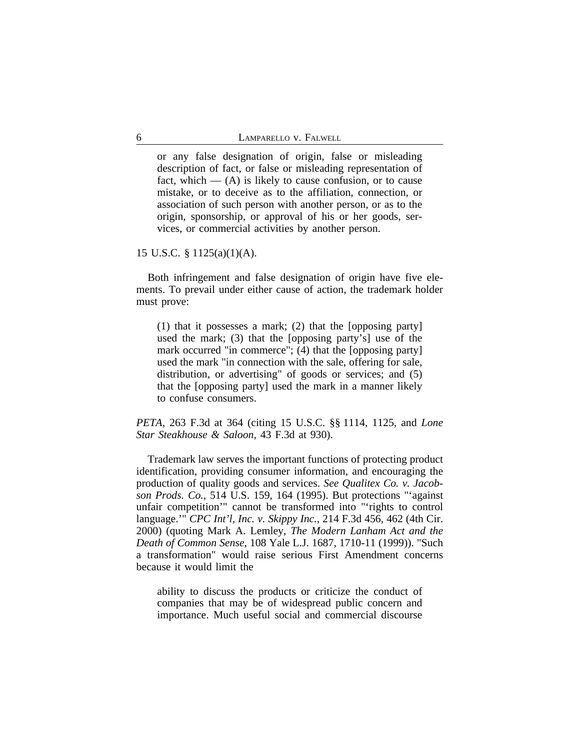> or any false designation of origin, false or misleading description of fact, or false or misleading representation of fact, which — (A) is likely to cause confusion, or to cause mistake, or to deceive as to the affiliation, connection, or association of such person with another person, or as to the origin, sponsorship, or approval of his or her goods, services, or commercial activities by another person.

15 U.S.C. § 1125(a)(1)(A).

Both infringement and false designation of origin have five elements. To prevail under either cause of action, the trademark holder must prove:

> (1) that it possesses a mark; (2) that the [opposing party] used the mark; (3) that the [opposing party's] use of the mark occurred "in commerce"; (4) that the [opposing party] used the mark "in connection with the sale, offering for sale, distribution, or advertising" of goods or services; and (5) that the [opposing party] used the mark in a manner likely to confuse consumers.

*PETA*, 263 F.3d at 364 (citing 15 U.S.C. §§ 1114, 1125, and *Lone Star Steakhouse & Saloon*, 43 F.3d at 930).

Trademark law serves the important functions of protecting product identification, providing consumer information, and encouraging the production of quality goods and services. *See Qualitex Co. v. Jacobson Prods. Co.*, 514 U.S. 159, 164 (1995). But protections "'against unfair competition'" cannot be transformed into "'rights to control language.'" *CPC Int'l, Inc. v. Skippy Inc.*, 214 F.3d 456, 462 (4th Cir. 2000) (quoting Mark A. Lemley, *The Modern Lanham Act and the Death of Common Sense*, 108 Yale L.J. 1687, 1710-11 (1999)). "Such a transformation" would raise serious First Amendment concerns because it would limit the

> ability to discuss the products or criticize the conduct of companies that may be of widespread public concern and importance. Much useful social and commercial discourse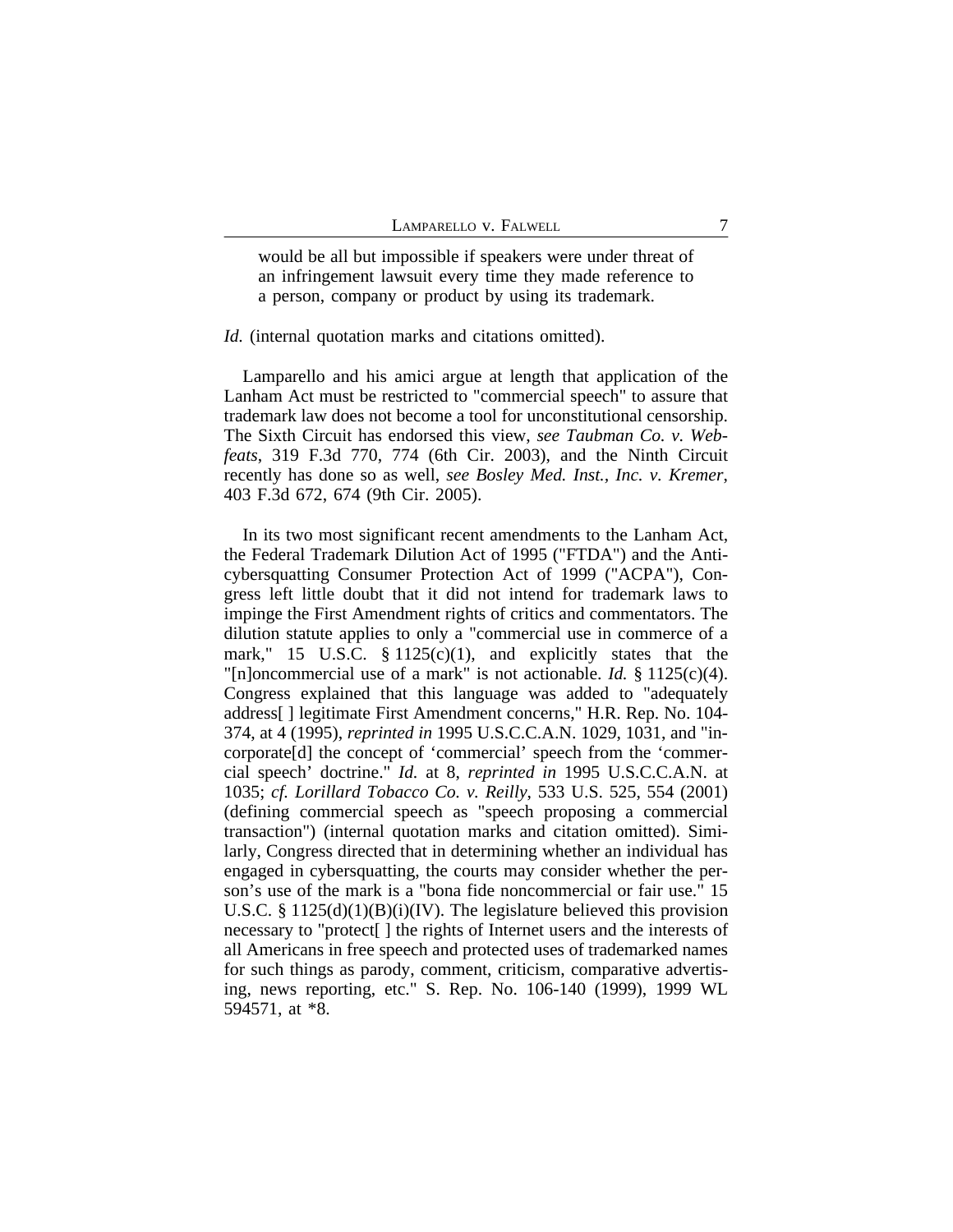> would be all but impossible if speakers were under threat of an infringement lawsuit every time they made reference to a person, company or product by using its trademark.

*Id.* (internal quotation marks and citations omitted).

Lamparello and his amici argue at length that application of the Lanham Act must be restricted to "commercial speech" to assure that trademark law does not become a tool for unconstitutional censorship. The Sixth Circuit has endorsed this view, *see Taubman Co. v. Webfeats*, 319 F.3d 770, 774 (6th Cir. 2003), and the Ninth Circuit recently has done so as well, *see Bosley Med. Inst., Inc. v. Kremer*, 403 F.3d 672, 674 (9th Cir. 2005).

In its two most significant recent amendments to the Lanham Act, the Federal Trademark Dilution Act of 1995 ("FTDA") and the Anticybersquatting Consumer Protection Act of 1999 ("ACPA"), Congress left little doubt that it did not intend for trademark laws to impinge the First Amendment rights of critics and commentators. The dilution statute applies to only a "commercial use in commerce of a mark," 15 U.S.C. § 1125(c)(1), and explicitly states that the "[n]oncommercial use of a mark" is not actionable. *Id.* § 1125(c)(4). Congress explained that this language was added to "adequately address[ ] legitimate First Amendment concerns," H.R. Rep. No. 104-374, at 4 (1995), *reprinted in* 1995 U.S.C.C.A.N. 1029, 1031, and "incorporate[d] the concept of 'commercial' speech from the 'commercial speech' doctrine." *Id.* at 8, *reprinted in* 1995 U.S.C.C.A.N. at 1035; *cf. Lorillard Tobacco Co. v. Reilly*, 533 U.S. 525, 554 (2001) (defining commercial speech as "speech proposing a commercial transaction") (internal quotation marks and citation omitted). Similarly, Congress directed that in determining whether an individual has engaged in cybersquatting, the courts may consider whether the person's use of the mark is a "bona fide noncommercial or fair use." 15 U.S.C. § 1125(d)(1)(B)(i)(IV). The legislature believed this provision necessary to "protect[ ] the rights of Internet users and the interests of all Americans in free speech and protected uses of trademarked names for such things as parody, comment, criticism, comparative advertising, news reporting, etc." S. Rep. No. 106-140 (1999), 1999 WL 594571, at *8.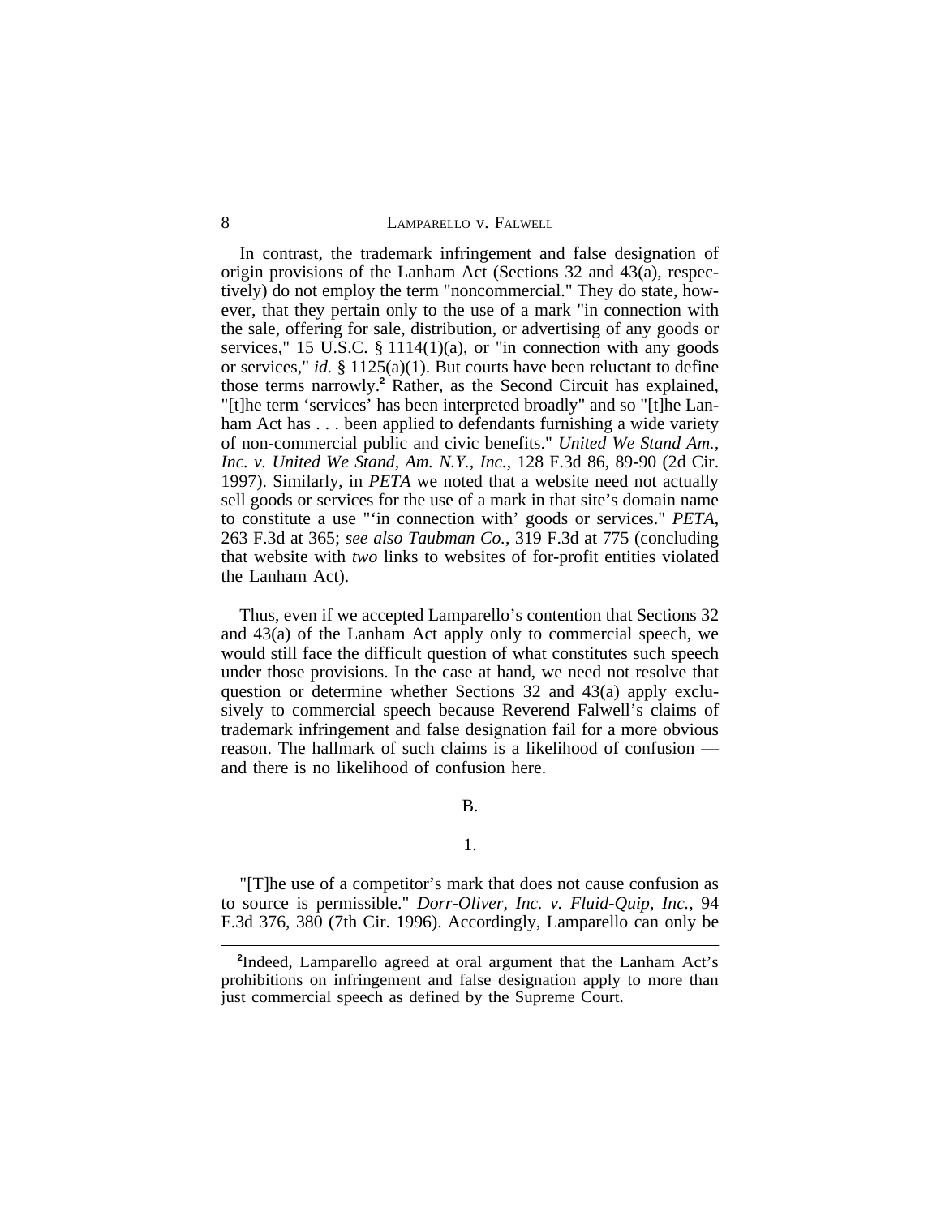In contrast, the trademark infringement and false designation of origin provisions of the Lanham Act (Sections 32 and 43(a), respectively) do not employ the term "noncommercial." They do state, however, that they pertain only to the use of a mark "in connection with the sale, offering for sale, distribution, or advertising of any goods or services," 15 U.S.C. § 1114(1)(a), or "in connection with any goods or services," *id.* § 1125(a)(1). But courts have been reluctant to define those terms narrowly.[2] Rather, as the Second Circuit has explained, "[t]he term 'services' has been interpreted broadly" and so "[t]he Lanham Act has . . . been applied to defendants furnishing a wide variety of non-commercial public and civic benefits." *United We Stand Am., Inc. v. United We Stand, Am. N.Y., Inc.*, 128 F.3d 86, 89-90 (2d Cir. 1997). Similarly, in *PETA* we noted that a website need not actually sell goods or services for the use of a mark in that site's domain name to constitute a use "'in connection with' goods or services." *PETA*, 263 F.3d at 365; *see also Taubman Co.*, 319 F.3d at 775 (concluding that website with *two* links to websites of for-profit entities violated the Lanham Act).

Thus, even if we accepted Lamparello's contention that Sections 32 and 43(a) of the Lanham Act apply only to commercial speech, we would still face the difficult question of what constitutes such speech under those provisions. In the case at hand, we need not resolve that question or determine whether Sections 32 and 43(a) apply exclusively to commercial speech because Reverend Falwell's claims of trademark infringement and false designation fail for a more obvious reason. The hallmark of such claims is a likelihood of confusion — and there is no likelihood of confusion here.

B.

1.

"[T]he use of a competitor's mark that does not cause confusion as to source is permissible." *Dorr-Oliver, Inc. v. Fluid-Quip, Inc.*, 94 F.3d 376, 380 (7th Cir. 1996). Accordingly, Lamparello can only be

[2] Indeed, Lamparello agreed at oral argument that the Lanham Act's prohibitions on infringement and false designation apply to more than just commercial speech as defined by the Supreme Court.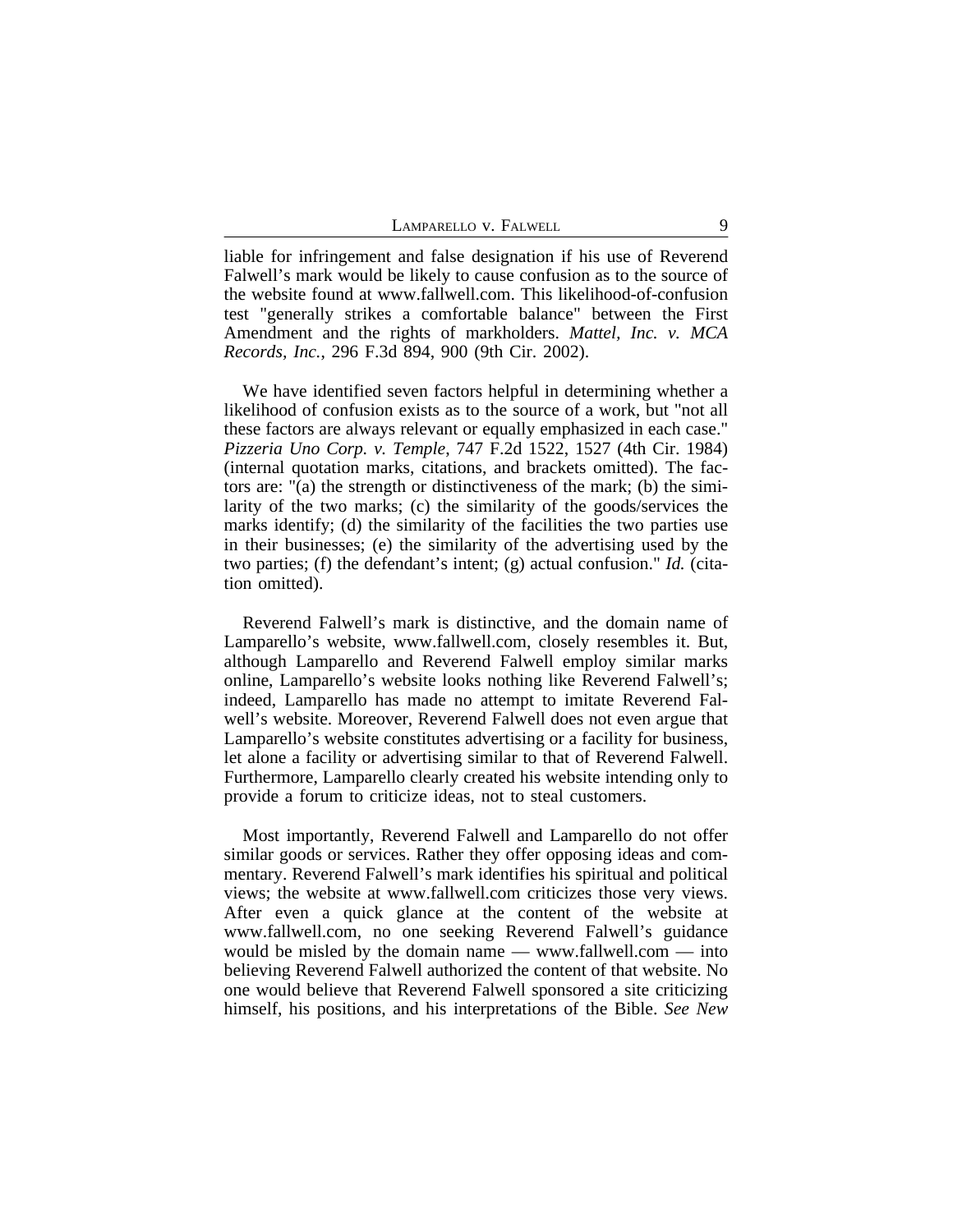liable for infringement and false designation if his use of Reverend Falwell's mark would be likely to cause confusion as to the source of the website found at www.fallwell.com. This likelihood-of-confusion test "generally strikes a comfortable balance" between the First Amendment and the rights of markholders. *Mattel, Inc. v. MCA Records, Inc.*, 296 F.3d 894, 900 (9th Cir. 2002).

We have identified seven factors helpful in determining whether a likelihood of confusion exists as to the source of a work, but "not all these factors are always relevant or equally emphasized in each case." *Pizzeria Uno Corp. v. Temple*, 747 F.2d 1522, 1527 (4th Cir. 1984) (internal quotation marks, citations, and brackets omitted). The factors are: "(a) the strength or distinctiveness of the mark; (b) the similarity of the two marks; (c) the similarity of the goods/services the marks identify; (d) the similarity of the facilities the two parties use in their businesses; (e) the similarity of the advertising used by the two parties; (f) the defendant's intent; (g) actual confusion." *Id.* (citation omitted).

Reverend Falwell's mark is distinctive, and the domain name of Lamparello's website, www.fallwell.com, closely resembles it. But, although Lamparello and Reverend Falwell employ similar marks online, Lamparello's website looks nothing like Reverend Falwell's; indeed, Lamparello has made no attempt to imitate Reverend Falwell's website. Moreover, Reverend Falwell does not even argue that Lamparello's website constitutes advertising or a facility for business, let alone a facility or advertising similar to that of Reverend Falwell. Furthermore, Lamparello clearly created his website intending only to provide a forum to criticize ideas, not to steal customers.

Most importantly, Reverend Falwell and Lamparello do not offer similar goods or services. Rather they offer opposing ideas and commentary. Reverend Falwell's mark identifies his spiritual and political views; the website at www.fallwell.com criticizes those very views. After even a quick glance at the content of the website at www.fallwell.com, no one seeking Reverend Falwell's guidance would be misled by the domain name — www.fallwell.com — into believing Reverend Falwell authorized the content of that website. No one would believe that Reverend Falwell sponsored a site criticizing himself, his positions, and his interpretations of the Bible. *See New*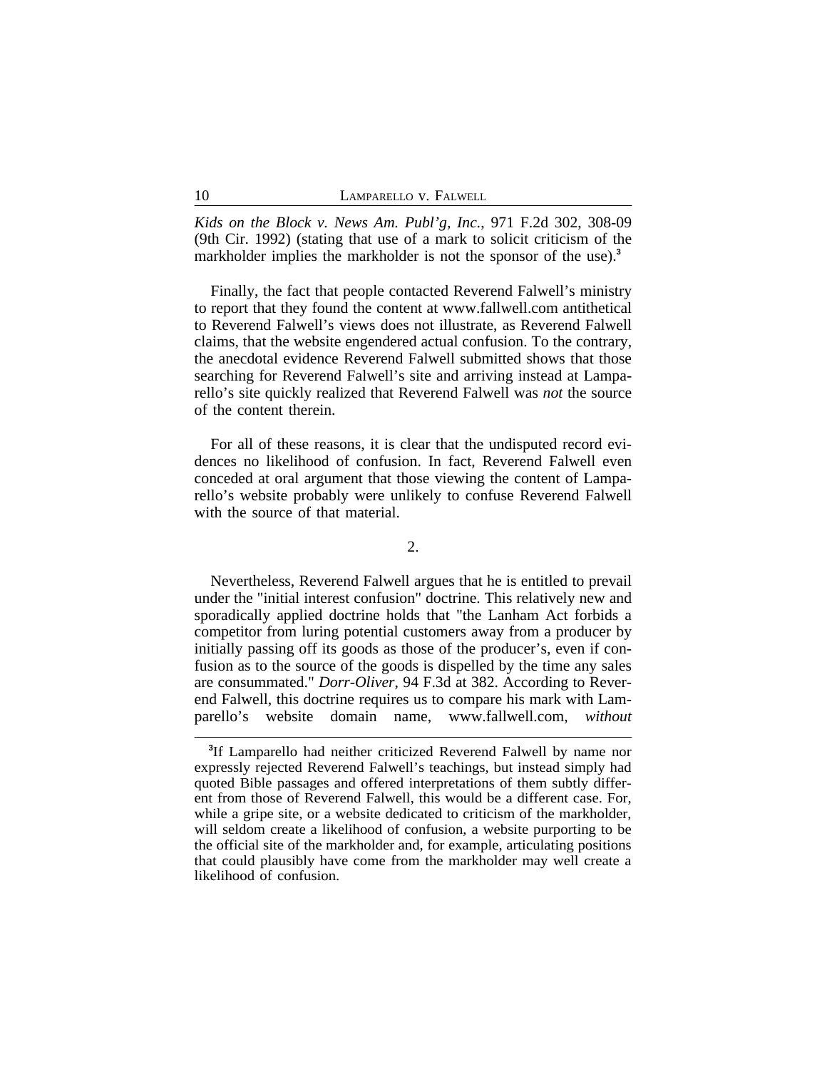*Kids on the Block v. News Am. Publ'g, Inc.*, 971 F.2d 302, 308-09 (9th Cir. 1992) (stating that use of a mark to solicit criticism of the markholder implies the markholder is not the sponsor of the use).[3]

Finally, the fact that people contacted Reverend Falwell's ministry to report that they found the content at www.fallwell.com antithetical to Reverend Falwell's views does not illustrate, as Reverend Falwell claims, that the website engendered actual confusion. To the contrary, the anecdotal evidence Reverend Falwell submitted shows that those searching for Reverend Falwell's site and arriving instead at Lamparello's site quickly realized that Reverend Falwell was *not* the source of the content therein.

For all of these reasons, it is clear that the undisputed record evidences no likelihood of confusion. In fact, Reverend Falwell even conceded at oral argument that those viewing the content of Lamparello's website probably were unlikely to confuse Reverend Falwell with the source of that material.

2.

Nevertheless, Reverend Falwell argues that he is entitled to prevail under the "initial interest confusion" doctrine. This relatively new and sporadically applied doctrine holds that "the Lanham Act forbids a competitor from luring potential customers away from a producer by initially passing off its goods as those of the producer's, even if confusion as to the source of the goods is dispelled by the time any sales are consummated." *Dorr-Oliver*, 94 F.3d at 382. According to Reverend Falwell, this doctrine requires us to compare his mark with Lamparello's website domain name, www.fallwell.com, *without*

[3]If Lamparello had neither criticized Reverend Falwell by name nor expressly rejected Reverend Falwell's teachings, but instead simply had quoted Bible passages and offered interpretations of them subtly different from those of Reverend Falwell, this would be a different case. For, while a gripe site, or a website dedicated to criticism of the markholder, will seldom create a likelihood of confusion, a website purporting to be the official site of the markholder and, for example, articulating positions that could plausibly have come from the markholder may well create a likelihood of confusion.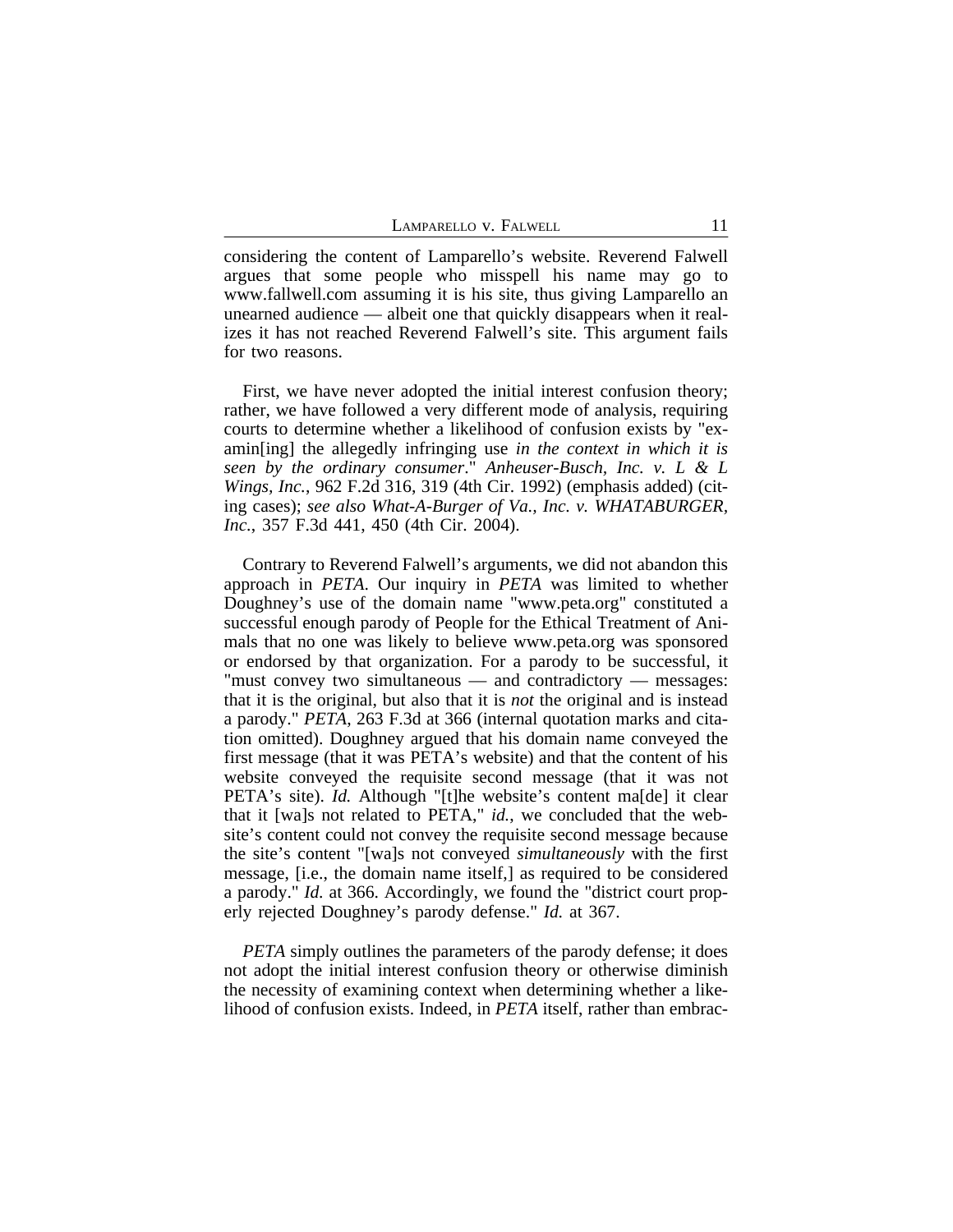considering the content of Lamparello's website. Reverend Falwell argues that some people who misspell his name may go to www.fallwell.com assuming it is his site, thus giving Lamparello an unearned audience — albeit one that quickly disappears when it realizes it has not reached Reverend Falwell's site. This argument fails for two reasons.

First, we have never adopted the initial interest confusion theory; rather, we have followed a very different mode of analysis, requiring courts to determine whether a likelihood of confusion exists by "examin[ing] the allegedly infringing use *in the context in which it is seen by the ordinary consumer*." *Anheuser-Busch, Inc. v. L & L Wings, Inc.*, 962 F.2d 316, 319 (4th Cir. 1992) (emphasis added) (citing cases); *see also What-A-Burger of Va., Inc. v. WHATABURGER, Inc.*, 357 F.3d 441, 450 (4th Cir. 2004).

Contrary to Reverend Falwell's arguments, we did not abandon this approach in *PETA*. Our inquiry in *PETA* was limited to whether Doughney's use of the domain name "www.peta.org" constituted a successful enough parody of People for the Ethical Treatment of Animals that no one was likely to believe www.peta.org was sponsored or endorsed by that organization. For a parody to be successful, it "must convey two simultaneous — and contradictory — messages: that it is the original, but also that it is *not* the original and is instead a parody." *PETA*, 263 F.3d at 366 (internal quotation marks and citation omitted). Doughney argued that his domain name conveyed the first message (that it was PETA's website) and that the content of his website conveyed the requisite second message (that it was not PETA's site). *Id.* Although "[t]he website's content ma[de] it clear that it [wa]s not related to PETA," *id.*, we concluded that the website's content could not convey the requisite second message because the site's content "[wa]s not conveyed *simultaneously* with the first message, [i.e., the domain name itself,] as required to be considered a parody." *Id.* at 366. Accordingly, we found the "district court properly rejected Doughney's parody defense." *Id.* at 367.

*PETA* simply outlines the parameters of the parody defense; it does not adopt the initial interest confusion theory or otherwise diminish the necessity of examining context when determining whether a likelihood of confusion exists. Indeed, in *PETA* itself, rather than embrac-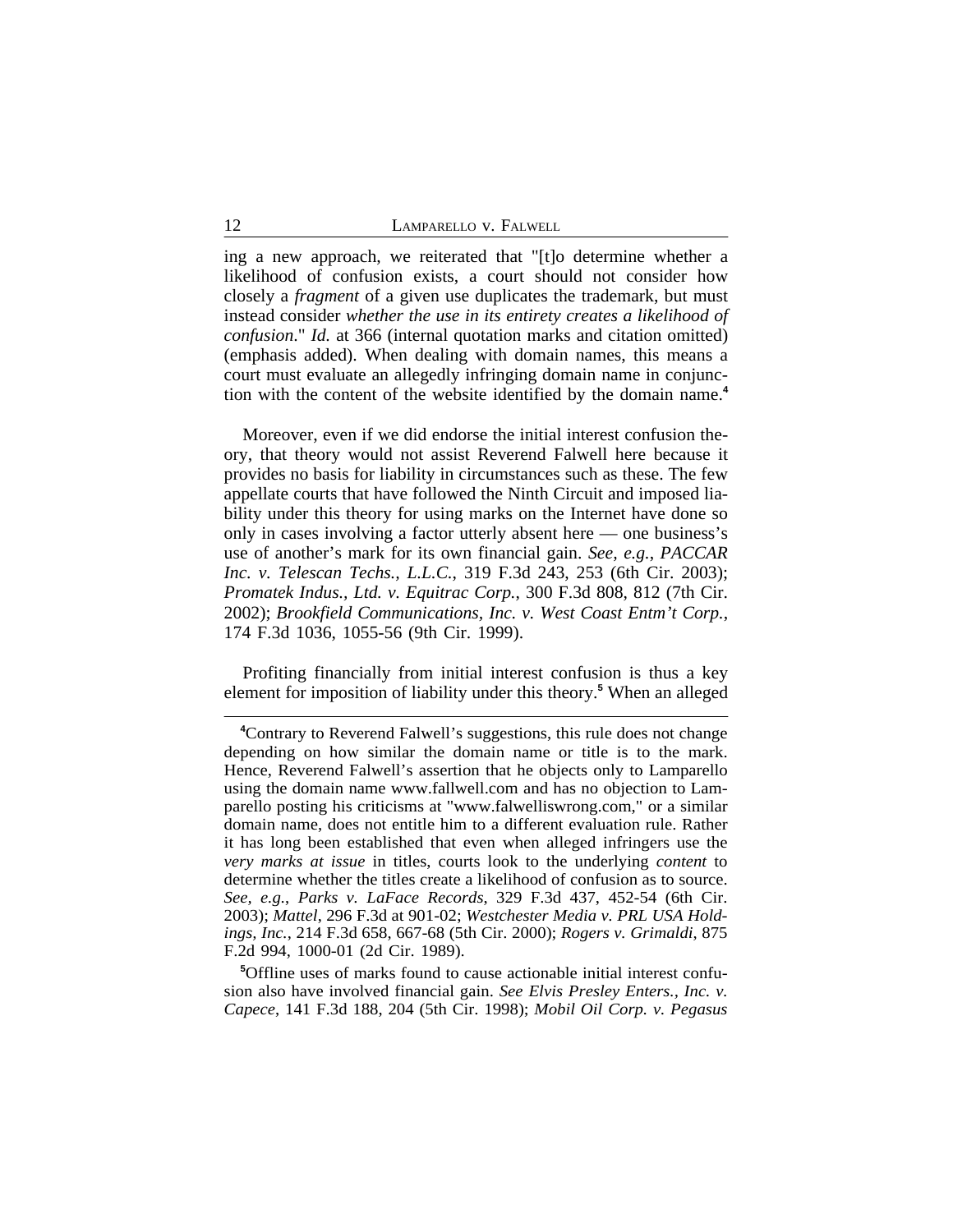ing a new approach, we reiterated that "[t]o determine whether a likelihood of confusion exists, a court should not consider how closely a *fragment* of a given use duplicates the trademark, but must instead consider *whether the use in its entirety creates a likelihood of confusion*." *Id.* at 366 (internal quotation marks and citation omitted) (emphasis added). When dealing with domain names, this means a court must evaluate an allegedly infringing domain name in conjunction with the content of the website identified by the domain name.[4]

Moreover, even if we did endorse the initial interest confusion theory, that theory would not assist Reverend Falwell here because it provides no basis for liability in circumstances such as these. The few appellate courts that have followed the Ninth Circuit and imposed liability under this theory for using marks on the Internet have done so only in cases involving a factor utterly absent here — one business's use of another's mark for its own financial gain. *See, e.g.*, *PACCAR Inc. v. Telescan Techs., L.L.C.*, 319 F.3d 243, 253 (6th Cir. 2003); *Promatek Indus., Ltd. v. Equitrac Corp.*, 300 F.3d 808, 812 (7th Cir. 2002); *Brookfield Communications, Inc. v. West Coast Entm't Corp.*, 174 F.3d 1036, 1055-56 (9th Cir. 1999).

Profiting financially from initial interest confusion is thus a key element for imposition of liability under this theory.[5] When an alleged

---

[4]Contrary to Reverend Falwell's suggestions, this rule does not change depending on how similar the domain name or title is to the mark. Hence, Reverend Falwell's assertion that he objects only to Lamparello using the domain name www.fallwell.com and has no objection to Lamparello posting his criticisms at "www.falwelliswrong.com," or a similar domain name, does not entitle him to a different evaluation rule. Rather it has long been established that even when alleged infringers use the *very marks at issue* in titles, courts look to the underlying *content* to determine whether the titles create a likelihood of confusion as to source. *See, e.g.*, *Parks v. LaFace Records*, 329 F.3d 437, 452-54 (6th Cir. 2003); *Mattel*, 296 F.3d at 901-02; *Westchester Media v. PRL USA Holdings, Inc.*, 214 F.3d 658, 667-68 (5th Cir. 2000); *Rogers v. Grimaldi*, 875 F.2d 994, 1000-01 (2d Cir. 1989).

[5]Offline uses of marks found to cause actionable initial interest confusion also have involved financial gain. *See Elvis Presley Enters., Inc. v. Capece*, 141 F.3d 188, 204 (5th Cir. 1998); *Mobil Oil Corp. v. Pegasus*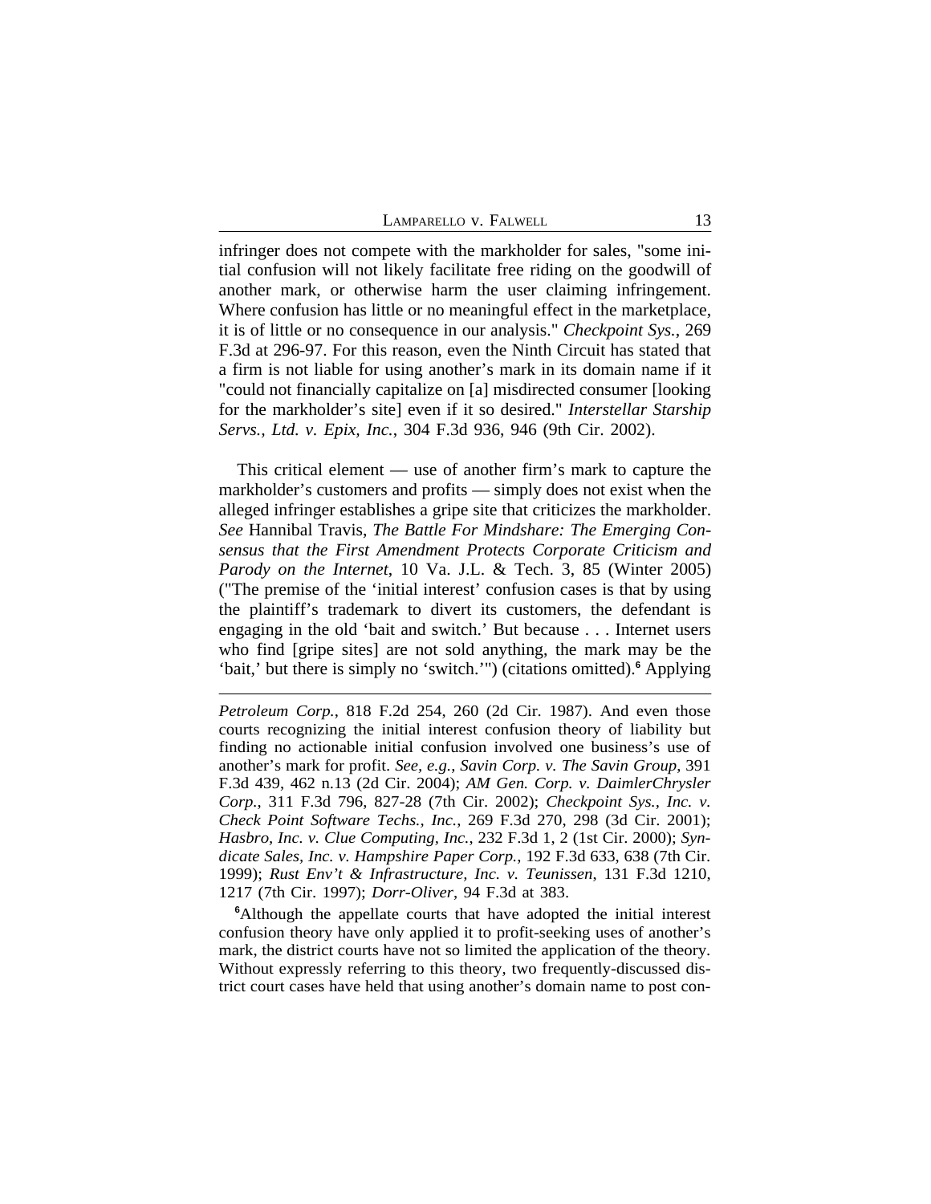infringer does not compete with the markholder for sales, "some initial confusion will not likely facilitate free riding on the goodwill of another mark, or otherwise harm the user claiming infringement. Where confusion has little or no meaningful effect in the marketplace, it is of little or no consequence in our analysis." *Checkpoint Sys.*, 269 F.3d at 296-97. For this reason, even the Ninth Circuit has stated that a firm is not liable for using another's mark in its domain name if it "could not financially capitalize on [a] misdirected consumer [looking for the markholder's site] even if it so desired." *Interstellar Starship Servs., Ltd. v. Epix, Inc.*, 304 F.3d 936, 946 (9th Cir. 2002).

This critical element — use of another firm's mark to capture the markholder's customers and profits — simply does not exist when the alleged infringer establishes a gripe site that criticizes the markholder. *See* Hannibal Travis, *The Battle For Mindshare: The Emerging Consensus that the First Amendment Protects Corporate Criticism and Parody on the Internet*, 10 Va. J.L. & Tech. 3, 85 (Winter 2005) ("The premise of the 'initial interest' confusion cases is that by using the plaintiff's trademark to divert its customers, the defendant is engaging in the old 'bait and switch.' But because . . . Internet users who find [gripe sites] are not sold anything, the mark may be the 'bait,' but there is simply no 'switch.'") (citations omitted).[6] Applying

---

*Petroleum Corp.*, 818 F.2d 254, 260 (2d Cir. 1987). And even those courts recognizing the initial interest confusion theory of liability but finding no actionable initial confusion involved one business's use of another's mark for profit. *See, e.g.*, *Savin Corp. v. The Savin Group*, 391 F.3d 439, 462 n.13 (2d Cir. 2004); *AM Gen. Corp. v. DaimlerChrysler Corp.*, 311 F.3d 796, 827-28 (7th Cir. 2002); *Checkpoint Sys., Inc. v. Check Point Software Techs., Inc.*, 269 F.3d 270, 298 (3d Cir. 2001); *Hasbro, Inc. v. Clue Computing, Inc.*, 232 F.3d 1, 2 (1st Cir. 2000); *Syndicate Sales, Inc. v. Hampshire Paper Corp.*, 192 F.3d 633, 638 (7th Cir. 1999); *Rust Env't & Infrastructure, Inc. v. Teunissen*, 131 F.3d 1210, 1217 (7th Cir. 1997); *Dorr-Oliver*, 94 F.3d at 383.

[6]Although the appellate courts that have adopted the initial interest confusion theory have only applied it to profit-seeking uses of another's mark, the district courts have not so limited the application of the theory. Without expressly referring to this theory, two frequently-discussed district court cases have held that using another's domain name to post con-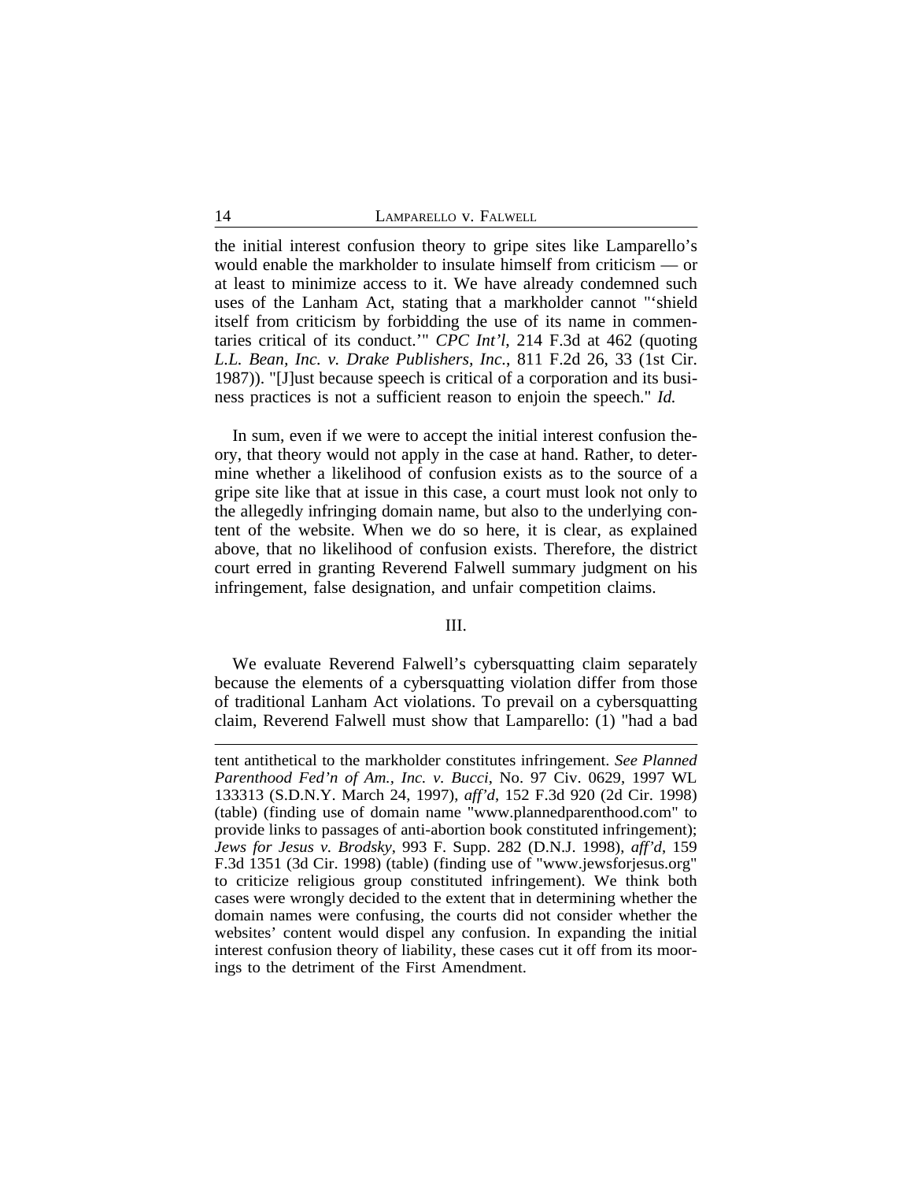the initial interest confusion theory to gripe sites like Lamparello's would enable the markholder to insulate himself from criticism — or at least to minimize access to it. We have already condemned such uses of the Lanham Act, stating that a markholder cannot "'shield itself from criticism by forbidding the use of its name in commentaries critical of its conduct.'" *CPC Int'l*, 214 F.3d at 462 (quoting *L.L. Bean, Inc. v. Drake Publishers, Inc.*, 811 F.2d 26, 33 (1st Cir. 1987)). "[J]ust because speech is critical of a corporation and its business practices is not a sufficient reason to enjoin the speech." *Id.*

In sum, even if we were to accept the initial interest confusion theory, that theory would not apply in the case at hand. Rather, to determine whether a likelihood of confusion exists as to the source of a gripe site like that at issue in this case, a court must look not only to the allegedly infringing domain name, but also to the underlying content of the website. When we do so here, it is clear, as explained above, that no likelihood of confusion exists. Therefore, the district court erred in granting Reverend Falwell summary judgment on his infringement, false designation, and unfair competition claims.

## III.

We evaluate Reverend Falwell's cybersquatting claim separately because the elements of a cybersquatting violation differ from those of traditional Lanham Act violations. To prevail on a cybersquatting claim, Reverend Falwell must show that Lamparello: (1) "had a bad

---

tent antithetical to the markholder constitutes infringement. *See Planned Parenthood Fed'n of Am., Inc. v. Bucci*, No. 97 Civ. 0629, 1997 WL 133313 (S.D.N.Y. March 24, 1997), *aff'd*, 152 F.3d 920 (2d Cir. 1998) (table) (finding use of domain name "www.plannedparenthood.com" to provide links to passages of anti-abortion book constituted infringement); *Jews for Jesus v. Brodsky*, 993 F. Supp. 282 (D.N.J. 1998), *aff'd*, 159 F.3d 1351 (3d Cir. 1998) (table) (finding use of "www.jewsforjesus.org" to criticize religious group constituted infringement). We think both cases were wrongly decided to the extent that in determining whether the domain names were confusing, the courts did not consider whether the websites' content would dispel any confusion. In expanding the initial interest confusion theory of liability, these cases cut it off from its moorings to the detriment of the First Amendment.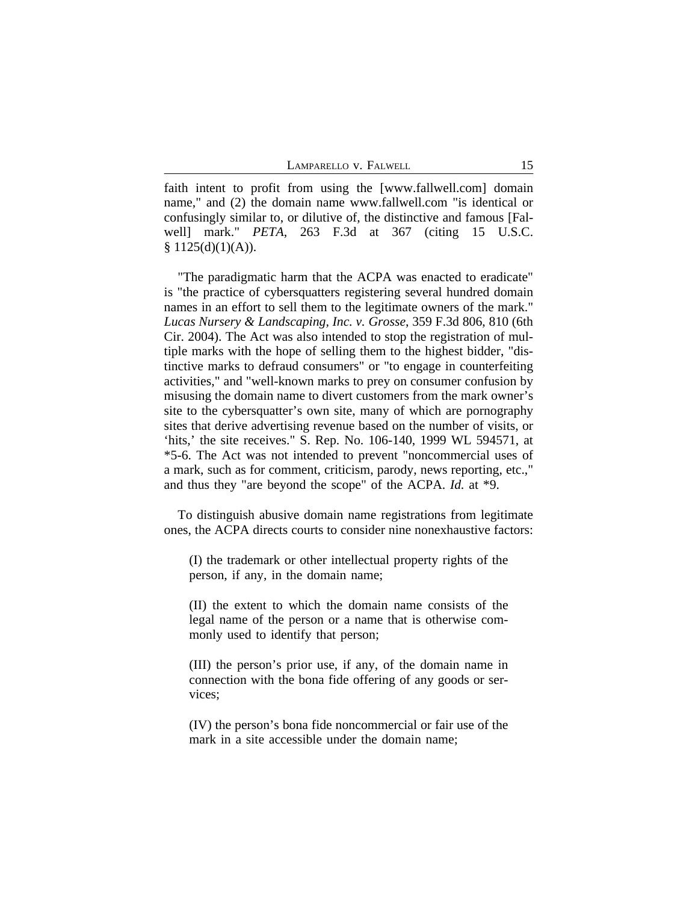faith intent to profit from using the [www.fallwell.com] domain name," and (2) the domain name www.fallwell.com "is identical or confusingly similar to, or dilutive of, the distinctive and famous [Falwell] mark." *PETA*, 263 F.3d at 367 (citing 15 U.S.C. § 1125(d)(1)(A)).

"The paradigmatic harm that the ACPA was enacted to eradicate" is "the practice of cybersquatters registering several hundred domain names in an effort to sell them to the legitimate owners of the mark." *Lucas Nursery & Landscaping, Inc. v. Grosse*, 359 F.3d 806, 810 (6th Cir. 2004). The Act was also intended to stop the registration of multiple marks with the hope of selling them to the highest bidder, "distinctive marks to defraud consumers" or "to engage in counterfeiting activities," and "well-known marks to prey on consumer confusion by misusing the domain name to divert customers from the mark owner's site to the cybersquatter's own site, many of which are pornography sites that derive advertising revenue based on the number of visits, or 'hits,' the site receives." S. Rep. No. 106-140, 1999 WL 594571, at *5-6. The Act was not intended to prevent "noncommercial uses of a mark, such as for comment, criticism, parody, news reporting, etc.," and thus they "are beyond the scope" of the ACPA. *Id.* at *9.

To distinguish abusive domain name registrations from legitimate ones, the ACPA directs courts to consider nine nonexhaustive factors:

> (I) the trademark or other intellectual property rights of the person, if any, in the domain name;
>
> (II) the extent to which the domain name consists of the legal name of the person or a name that is otherwise commonly used to identify that person;
>
> (III) the person's prior use, if any, of the domain name in connection with the bona fide offering of any goods or services;
>
> (IV) the person's bona fide noncommercial or fair use of the mark in a site accessible under the domain name;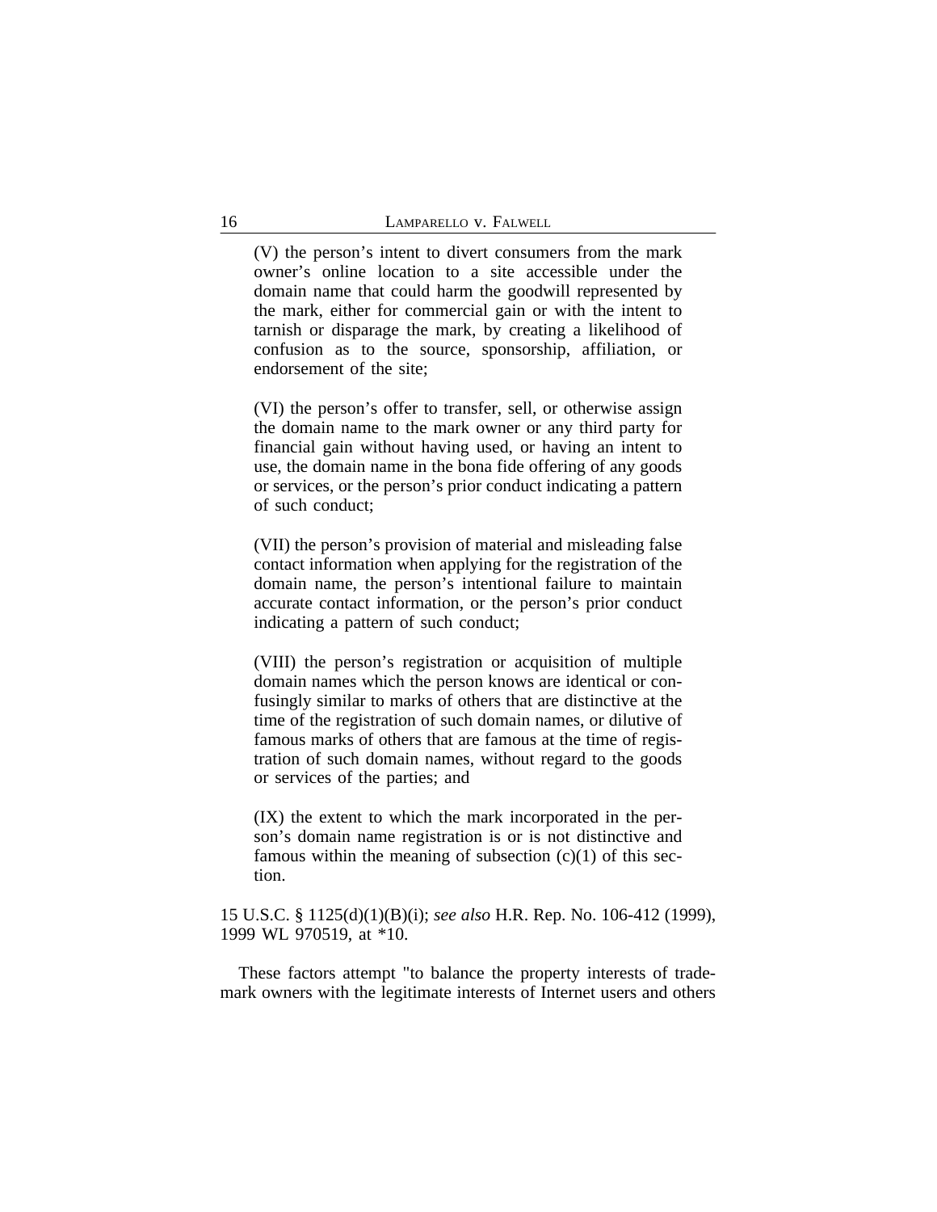> (V) the person's intent to divert consumers from the mark owner's online location to a site accessible under the domain name that could harm the goodwill represented by the mark, either for commercial gain or with the intent to tarnish or disparage the mark, by creating a likelihood of confusion as to the source, sponsorship, affiliation, or endorsement of the site;
>
> (VI) the person's offer to transfer, sell, or otherwise assign the domain name to the mark owner or any third party for financial gain without having used, or having an intent to use, the domain name in the bona fide offering of any goods or services, or the person's prior conduct indicating a pattern of such conduct;
>
> (VII) the person's provision of material and misleading false contact information when applying for the registration of the domain name, the person's intentional failure to maintain accurate contact information, or the person's prior conduct indicating a pattern of such conduct;
>
> (VIII) the person's registration or acquisition of multiple domain names which the person knows are identical or confusingly similar to marks of others that are distinctive at the time of the registration of such domain names, or dilutive of famous marks of others that are famous at the time of registration of such domain names, without regard to the goods or services of the parties; and
>
> (IX) the extent to which the mark incorporated in the person's domain name registration is or is not distinctive and famous within the meaning of subsection (c)(1) of this section.

15 U.S.C. § 1125(d)(1)(B)(i); *see also* H.R. Rep. No. 106-412 (1999), 1999 WL 970519, at *10.

These factors attempt "to balance the property interests of trademark owners with the legitimate interests of Internet users and others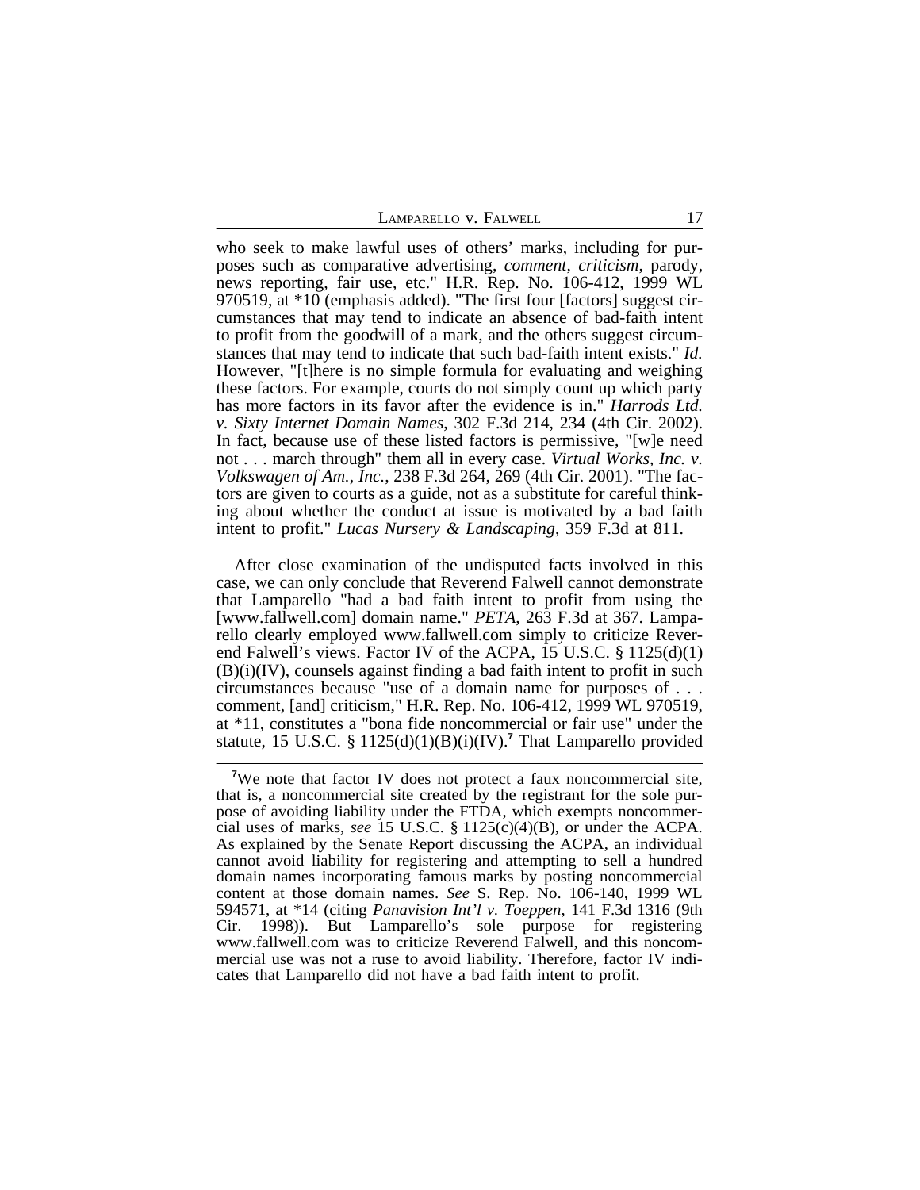who seek to make lawful uses of others' marks, including for purposes such as comparative advertising, *comment*, *criticism*, parody, news reporting, fair use, etc." H.R. Rep. No. 106-412, 1999 WL 970519, at *10 (emphasis added). "The first four [factors] suggest circumstances that may tend to indicate an absence of bad-faith intent to profit from the goodwill of a mark, and the others suggest circumstances that may tend to indicate that such bad-faith intent exists." *Id.* However, "[t]here is no simple formula for evaluating and weighing these factors. For example, courts do not simply count up which party has more factors in its favor after the evidence is in." *Harrods Ltd. v. Sixty Internet Domain Names*, 302 F.3d 214, 234 (4th Cir. 2002). In fact, because use of these listed factors is permissive, "[w]e need not . . . march through" them all in every case. *Virtual Works, Inc. v. Volkswagen of Am., Inc.*, 238 F.3d 264, 269 (4th Cir. 2001). "The factors are given to courts as a guide, not as a substitute for careful thinking about whether the conduct at issue is motivated by a bad faith intent to profit." *Lucas Nursery & Landscaping*, 359 F.3d at 811.

After close examination of the undisputed facts involved in this case, we can only conclude that Reverend Falwell cannot demonstrate that Lamparello "had a bad faith intent to profit from using the [www.fallwell.com] domain name." *PETA*, 263 F.3d at 367. Lamparello clearly employed www.fallwell.com simply to criticize Reverend Falwell's views. Factor IV of the ACPA, 15 U.S.C. § 1125(d)(1)(B)(i)(IV), counsels against finding a bad faith intent to profit in such circumstances because "use of a domain name for purposes of . . . comment, [and] criticism," H.R. Rep. No. 106-412, 1999 WL 970519, at *11, constitutes a "bona fide noncommercial or fair use" under the statute, 15 U.S.C. § 1125(d)(1)(B)(i)(IV).[7] That Lamparello provided

[7]We note that factor IV does not protect a faux noncommercial site, that is, a noncommercial site created by the registrant for the sole purpose of avoiding liability under the FTDA, which exempts noncommercial uses of marks, *see* 15 U.S.C. § 1125(c)(4)(B), or under the ACPA. As explained by the Senate Report discussing the ACPA, an individual cannot avoid liability for registering and attempting to sell a hundred domain names incorporating famous marks by posting noncommercial content at those domain names. *See* S. Rep. No. 106-140, 1999 WL 594571, at *14 (citing *Panavision Int'l v. Toeppen*, 141 F.3d 1316 (9th Cir. 1998)). But Lamparello's sole purpose for registering www.fallwell.com was to criticize Reverend Falwell, and this noncommercial use was not a ruse to avoid liability. Therefore, factor IV indicates that Lamparello did not have a bad faith intent to profit.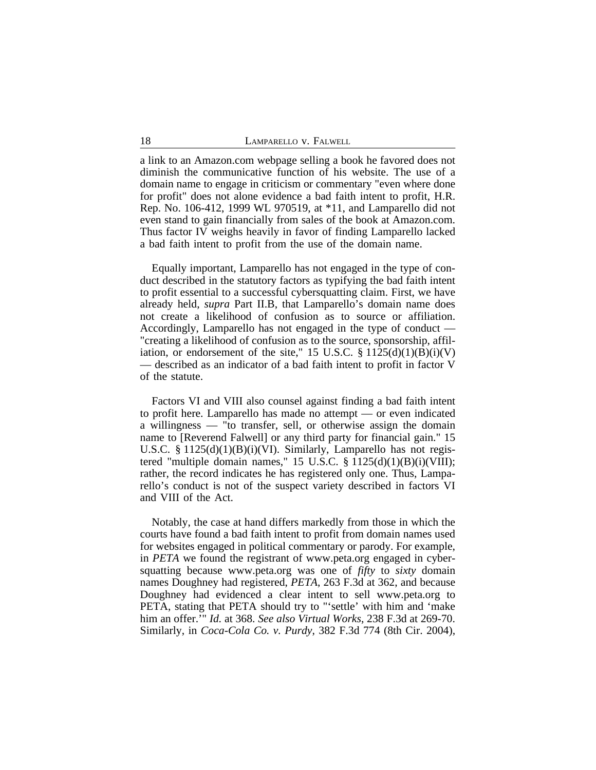a link to an Amazon.com webpage selling a book he favored does not diminish the communicative function of his website. The use of a domain name to engage in criticism or commentary "even where done for profit" does not alone evidence a bad faith intent to profit, H.R. Rep. No. 106-412, 1999 WL 970519, at *11, and Lamparello did not even stand to gain financially from sales of the book at Amazon.com. Thus factor IV weighs heavily in favor of finding Lamparello lacked a bad faith intent to profit from the use of the domain name.

Equally important, Lamparello has not engaged in the type of conduct described in the statutory factors as typifying the bad faith intent to profit essential to a successful cybersquatting claim. First, we have already held, *supra* Part II.B, that Lamparello's domain name does not create a likelihood of confusion as to source or affiliation. Accordingly, Lamparello has not engaged in the type of conduct — "creating a likelihood of confusion as to the source, sponsorship, affiliation, or endorsement of the site," 15 U.S.C. § 1125(d)(1)(B)(i)(V) — described as an indicator of a bad faith intent to profit in factor V of the statute.

Factors VI and VIII also counsel against finding a bad faith intent to profit here. Lamparello has made no attempt — or even indicated a willingness — "to transfer, sell, or otherwise assign the domain name to [Reverend Falwell] or any third party for financial gain." 15 U.S.C. § 1125(d)(1)(B)(i)(VI). Similarly, Lamparello has not registered "multiple domain names," 15 U.S.C. § 1125(d)(1)(B)(i)(VIII); rather, the record indicates he has registered only one. Thus, Lamparello's conduct is not of the suspect variety described in factors VI and VIII of the Act.

Notably, the case at hand differs markedly from those in which the courts have found a bad faith intent to profit from domain names used for websites engaged in political commentary or parody. For example, in *PETA* we found the registrant of www.peta.org engaged in cybersquatting because www.peta.org was one of *fifty* to *sixty* domain names Doughney had registered, *PETA*, 263 F.3d at 362, and because Doughney had evidenced a clear intent to sell www.peta.org to PETA, stating that PETA should try to "'settle' with him and 'make him an offer.'" *Id.* at 368. *See also Virtual Works*, 238 F.3d at 269-70. Similarly, in *Coca-Cola Co. v. Purdy*, 382 F.3d 774 (8th Cir. 2004),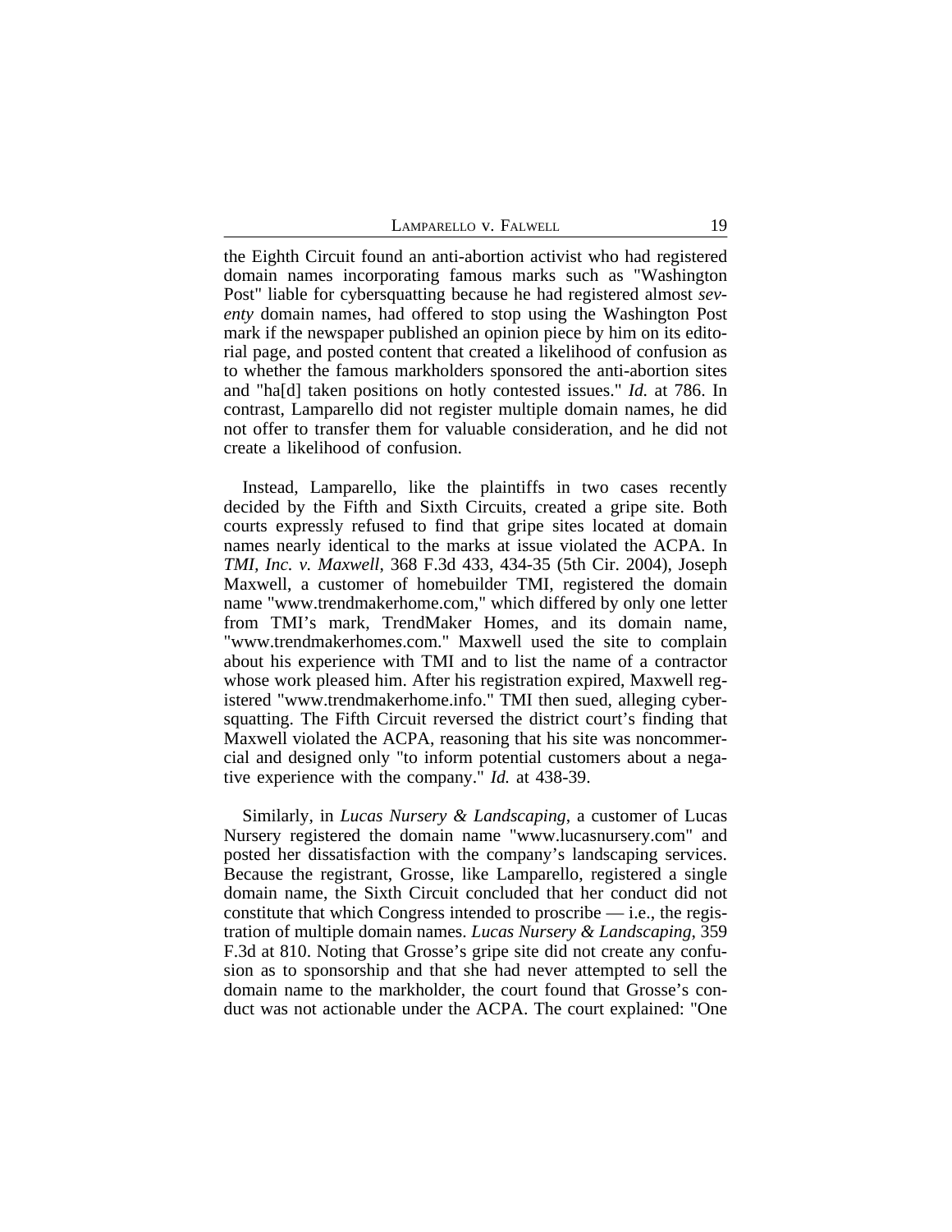the Eighth Circuit found an anti-abortion activist who had registered domain names incorporating famous marks such as "Washington Post" liable for cybersquatting because he had registered almost *seventy* domain names, had offered to stop using the Washington Post mark if the newspaper published an opinion piece by him on its editorial page, and posted content that created a likelihood of confusion as to whether the famous markholders sponsored the anti-abortion sites and "ha[d] taken positions on hotly contested issues." *Id.* at 786. In contrast, Lamparello did not register multiple domain names, he did not offer to transfer them for valuable consideration, and he did not create a likelihood of confusion.

Instead, Lamparello, like the plaintiffs in two cases recently decided by the Fifth and Sixth Circuits, created a gripe site. Both courts expressly refused to find that gripe sites located at domain names nearly identical to the marks at issue violated the ACPA. In *TMI, Inc. v. Maxwell*, 368 F.3d 433, 434-35 (5th Cir. 2004), Joseph Maxwell, a customer of homebuilder TMI, registered the domain name "www.trendmakerhome.com," which differed by only one letter from TMI's mark, TrendMaker Home*s*, and its domain name, "www.trendmakerhome*s*.com." Maxwell used the site to complain about his experience with TMI and to list the name of a contractor whose work pleased him. After his registration expired, Maxwell registered "www.trendmakerhome.info." TMI then sued, alleging cybersquatting. The Fifth Circuit reversed the district court's finding that Maxwell violated the ACPA, reasoning that his site was noncommercial and designed only "to inform potential customers about a negative experience with the company." *Id.* at 438-39.

Similarly, in *Lucas Nursery & Landscaping*, a customer of Lucas Nursery registered the domain name "www.lucasnursery.com" and posted her dissatisfaction with the company's landscaping services. Because the registrant, Grosse, like Lamparello, registered a single domain name, the Sixth Circuit concluded that her conduct did not constitute that which Congress intended to proscribe — i.e., the registration of multiple domain names. *Lucas Nursery & Landscaping*, 359 F.3d at 810. Noting that Grosse's gripe site did not create any confusion as to sponsorship and that she had never attempted to sell the domain name to the markholder, the court found that Grosse's conduct was not actionable under the ACPA. The court explained: "One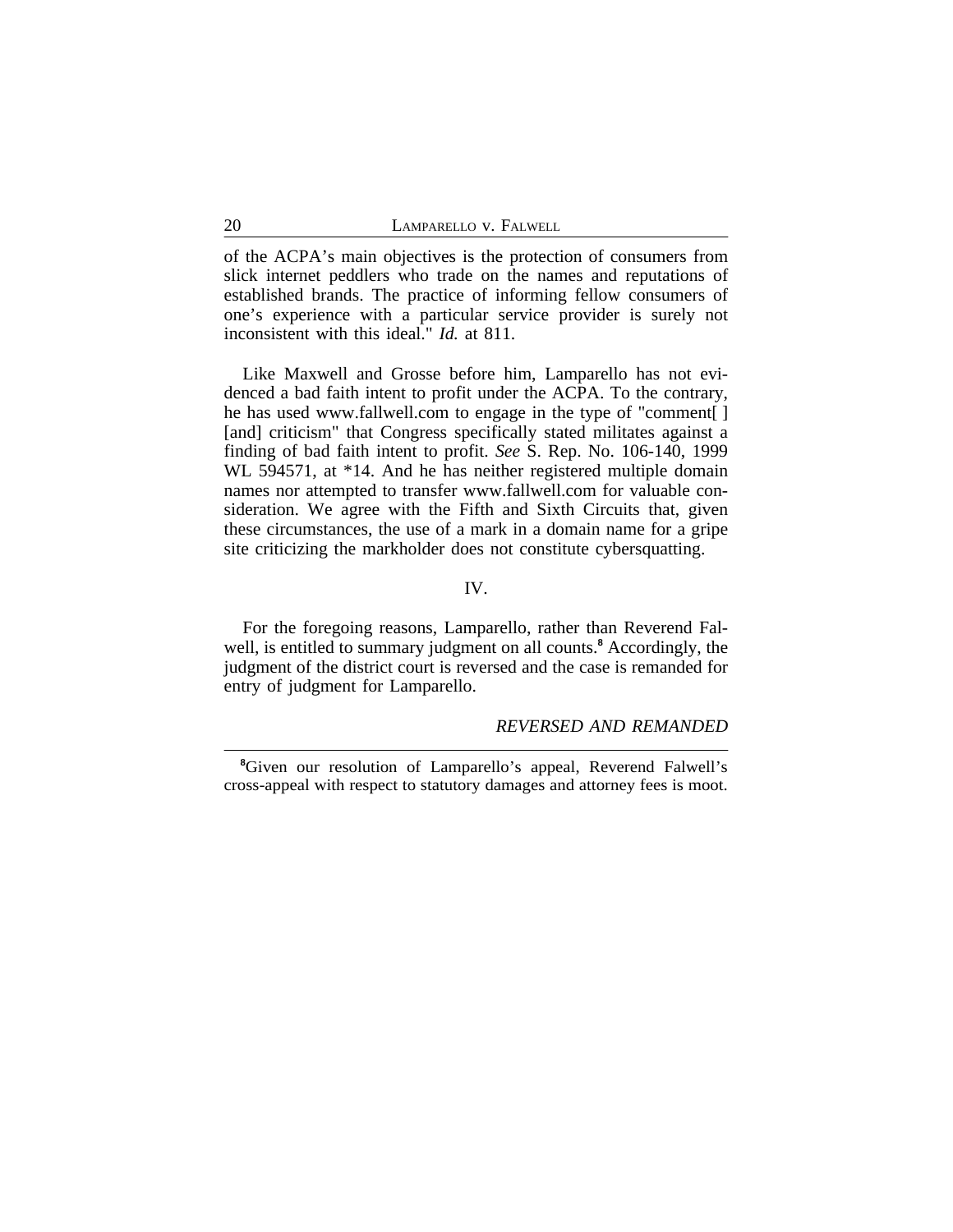of the ACPA's main objectives is the protection of consumers from slick internet peddlers who trade on the names and reputations of established brands. The practice of informing fellow consumers of one's experience with a particular service provider is surely not inconsistent with this ideal." *Id.* at 811.

Like Maxwell and Grosse before him, Lamparello has not evidenced a bad faith intent to profit under the ACPA. To the contrary, he has used www.fallwell.com to engage in the type of "comment[ ] [and] criticism" that Congress specifically stated militates against a finding of bad faith intent to profit. *See* S. Rep. No. 106-140, 1999 WL 594571, at *14. And he has neither registered multiple domain names nor attempted to transfer www.fallwell.com for valuable consideration. We agree with the Fifth and Sixth Circuits that, given these circumstances, the use of a mark in a domain name for a gripe site criticizing the markholder does not constitute cybersquatting.

## IV.

For the foregoing reasons, Lamparello, rather than Reverend Falwell, is entitled to summary judgment on all counts.[8] Accordingly, the judgment of the district court is reversed and the case is remanded for entry of judgment for Lamparello.

*REVERSED AND REMANDED*

---

[8]Given our resolution of Lamparello's appeal, Reverend Falwell's cross-appeal with respect to statutory damages and attorney fees is moot.